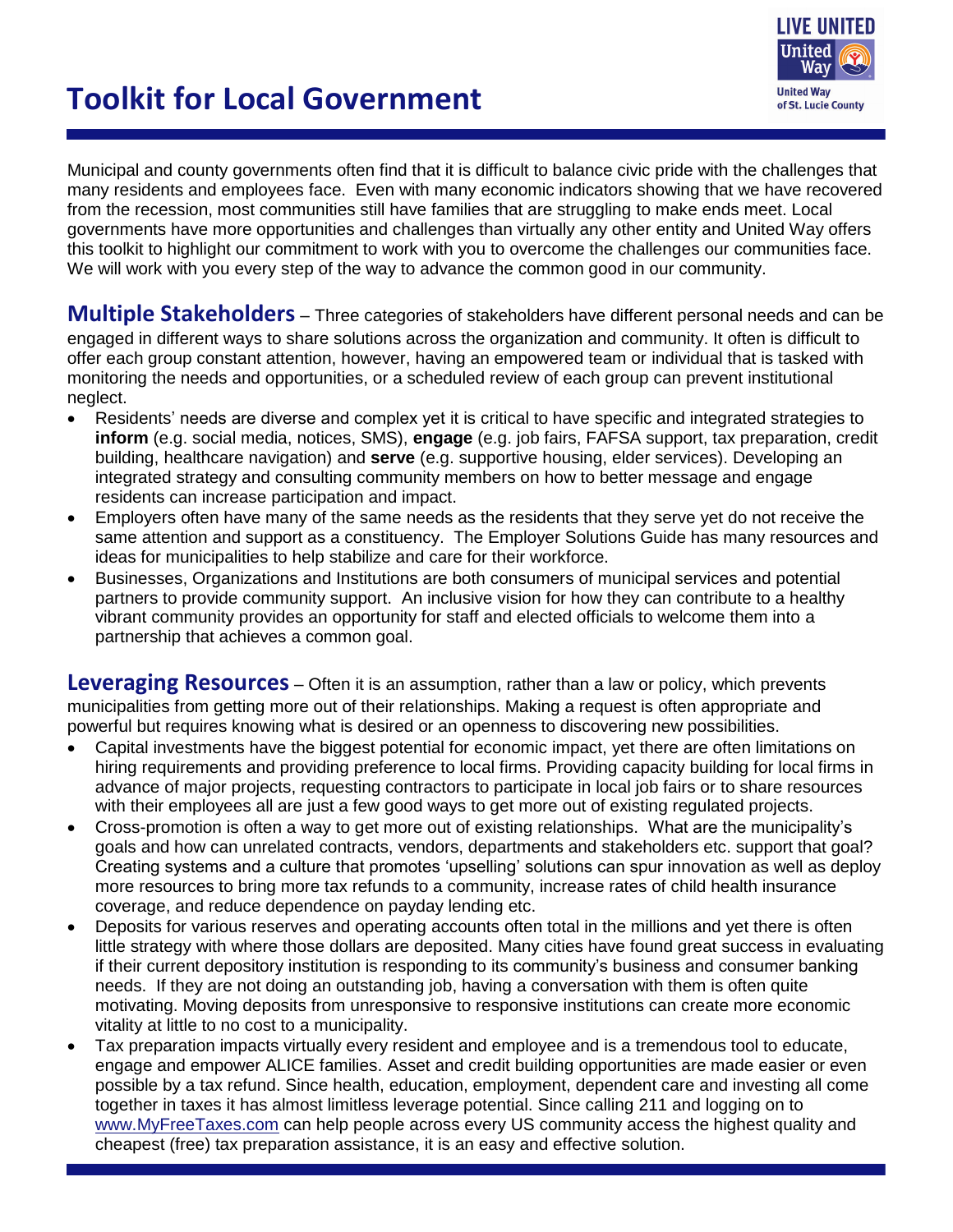# Toolkit for Local Government

Municipal and county governments often find that it is difficult to balance civic pride with the challenges that many residents and employees face. Even with many economic indicators showing that we have recovered from the recession, most communities still have families that are struggling to make ends meet. Local governments have more opportunities and challenges than virtually any other entity and United Way offers this toolkit to highlight our commitment to work with you to overcome the challenges our communities face. We will work with you every step of the way to advance the common good in our community.

**Multiple Stakeholders** – Three categories of stakeholders have different personal needs and can be engaged in different ways to share solutions across the organization and community. It often is difficult to offer each group constant attention, however, having an empowered team or individual that is tasked with monitoring the needs and opportunities, or a scheduled review of each group can prevent institutional neglect.

- Residents' needs are diverse and complex yet it is critical to have specific and integrated strategies to **inform** (e.g. social media, notices, SMS), **engage** (e.g. job fairs, FAFSA support, tax preparation, credit building, healthcare navigation) and **serve** (e.g. supportive housing, elder services). Developing an integrated strategy and consulting community members on how to better message and engage residents can increase participation and impact.
- Employers often have many of the same needs as the residents that they serve yet do not receive the same attention and support as a constituency. The Employer Solutions Guide has many resources and ideas for municipalities to help stabilize and care for their workforce.
- Businesses, Organizations and Institutions are both consumers of municipal services and potential partners to provide community support. An inclusive vision for how they can contribute to a healthy vibrant community provides an opportunity for staff and elected officials to welcome them into a partnership that achieves a common goal.

**Leveraging Resources** – Often it is an assumption, rather than a law or policy, which prevents municipalities from getting more out of their relationships. Making a request is often appropriate and powerful but requires knowing what is desired or an openness to discovering new possibilities.

- Capital investments have the biggest potential for economic impact, yet there are often limitations on hiring requirements and providing preference to local firms. Providing capacity building for local firms in advance of major projects, requesting contractors to participate in local job fairs or to share resources with their employees all are just a few good ways to get more out of existing regulated projects.
- Cross-promotion is often a way to get more out of existing relationships. What are the municipality's goals and how can unrelated contracts, vendors, departments and stakeholders etc. support that goal? Creating systems and a culture that promotes 'upselling' solutions can spur innovation as well as deploy more resources to bring more tax refunds to a community, increase rates of child health insurance coverage, and reduce dependence on payday lending etc.
- Deposits for various reserves and operating accounts often total in the millions and yet there is often little strategy with where those dollars are deposited. Many cities have found great success in evaluating if their current depository institution is responding to its community's business and consumer banking needs. If they are not doing an outstanding job, having a conversation with them is often quite motivating. Moving deposits from unresponsive to responsive institutions can create more economic vitality at little to no cost to a municipality.
- Tax preparation impacts virtually every resident and employee and is a tremendous tool to educate, engage and empower ALICE families. Asset and credit building opportunities are made easier or even possible by a tax refund. Since health, education, employment, dependent care and investing all come together in taxes it has almost limitless leverage potential. Since calling 211 and logging on to www.MyFreeTaxes.com can help people across every US community access the highest quality and cheapest (free) tax preparation assistance, it is an easy and effective solution.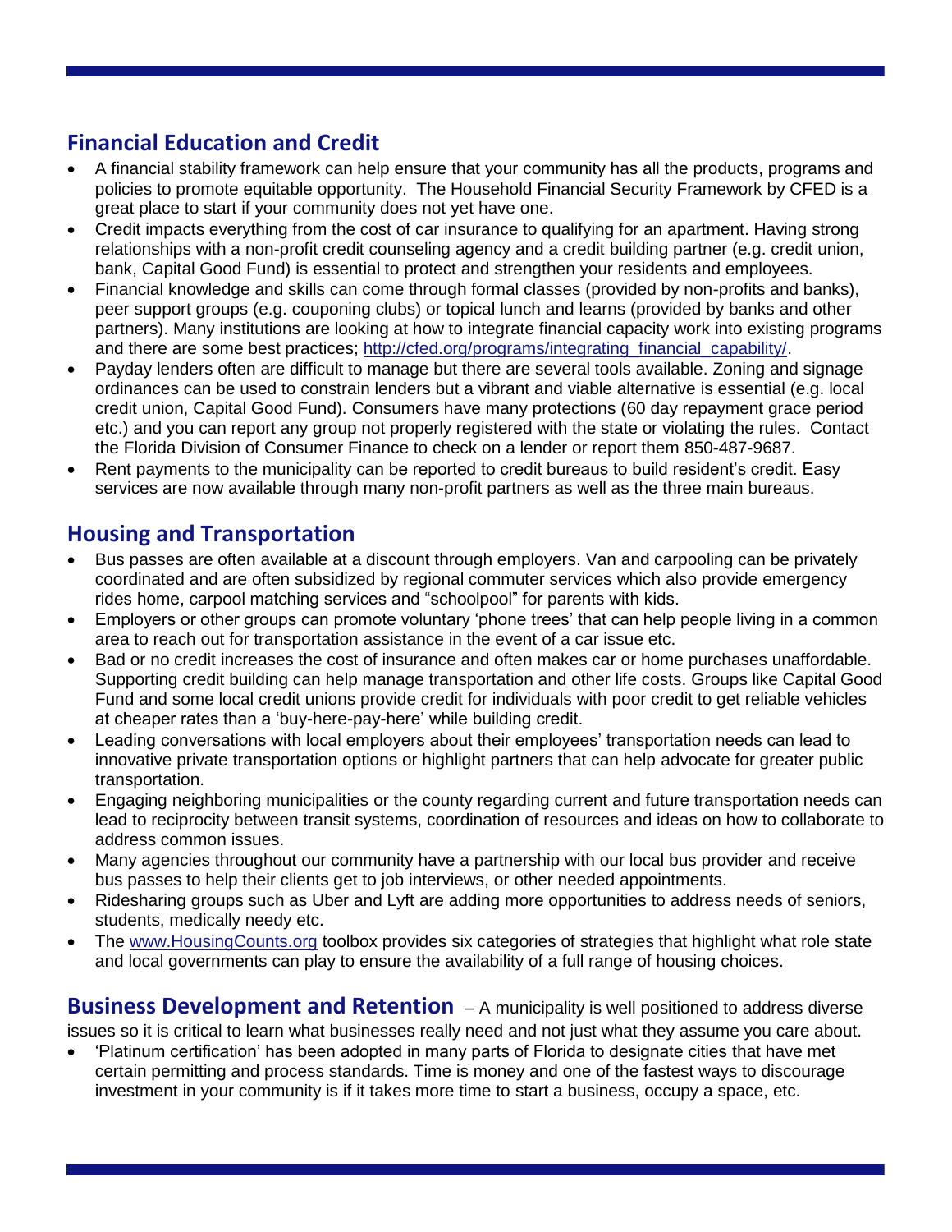## Financial Education and Credit

- A financial stability framework can help ensure that your community has all the products, programs and policies to promote equitable opportunity. The Household Financial Security Framework by CFED is a great place to start if your community does not yet have one.
- Credit impacts everything from the cost of car insurance to qualifying for an apartment. Having strong relationships with a non-profit credit counseling agency and a credit building partner (e.g. credit union, bank, Capital Good Fund) is essential to protect and strengthen your residents and employees.
- Financial knowledge and skills can come through formal classes (provided by non-profits and banks), peer support groups (e.g. couponing clubs) or topical lunch and learns (provided by banks and other partners). Many institutions are looking at how to integrate financial capacity work into existing programs and there are some best practices; [http://cfed.org/programs/integrating_financial_capability/](http://cfed.org/programs/integrating_financial_capability/).
- Payday lenders often are difficult to manage but there are several tools available. Zoning and signage ordinances can be used to constrain lenders but a vibrant and viable alternative is essential (e.g. local credit union, Capital Good Fund). Consumers have many protections (60 day repayment grace period etc.) and you can report any group not properly registered with the state or violating the rules. Contact the Florida Division of Consumer Finance to check on a lender or report them 850-487-9687.
- Rent payments to the municipality can be reported to credit bureaus to build resident's credit. Easy services are now available through many non-profit partners as well as the three main bureaus.

## Housing and Transportation

- Bus passes are often available at a discount through employers. Van and carpooling can be privately coordinated and are often subsidized by regional commuter services which also provide emergency rides home, carpool matching services and "schoolpool" for parents with kids.
- Employers or other groups can promote voluntary 'phone trees' that can help people living in a common area to reach out for transportation assistance in the event of a car issue etc.
- Bad or no credit increases the cost of insurance and often makes car or home purchases unaffordable. Supporting credit building can help manage transportation and other life costs. Groups like Capital Good Fund and some local credit unions provide credit for individuals with poor credit to get reliable vehicles at cheaper rates than a 'buy-here-pay-here' while building credit.
- Leading conversations with local employers about their employees' transportation needs can lead to innovative private transportation options or highlight partners that can help advocate for greater public transportation.
- Engaging neighboring municipalities or the county regarding current and future transportation needs can lead to reciprocity between transit systems, coordination of resources and ideas on how to collaborate to address common issues.
- Many agencies throughout our community have a partnership with our local bus provider and receive bus passes to help their clients get to job interviews, or other needed appointments.
- Ridesharing groups such as Uber and Lyft are adding more opportunities to address needs of seniors, students, medically needy etc.
- The [www.HousingCounts.org](http://www.HousingCounts.org) toolbox provides six categories of strategies that highlight what role state and local governments can play to ensure the availability of a full range of housing choices.

## Business Development and Retention

– A municipality is well positioned to address diverse issues so it is critical to learn what businesses really need and not just what they assume you care about.

- 'Platinum certification' has been adopted in many parts of Florida to designate cities that have met certain permitting and process standards. Time is money and one of the fastest ways to discourage investment in your community is if it takes more time to start a business, occupy a space, etc.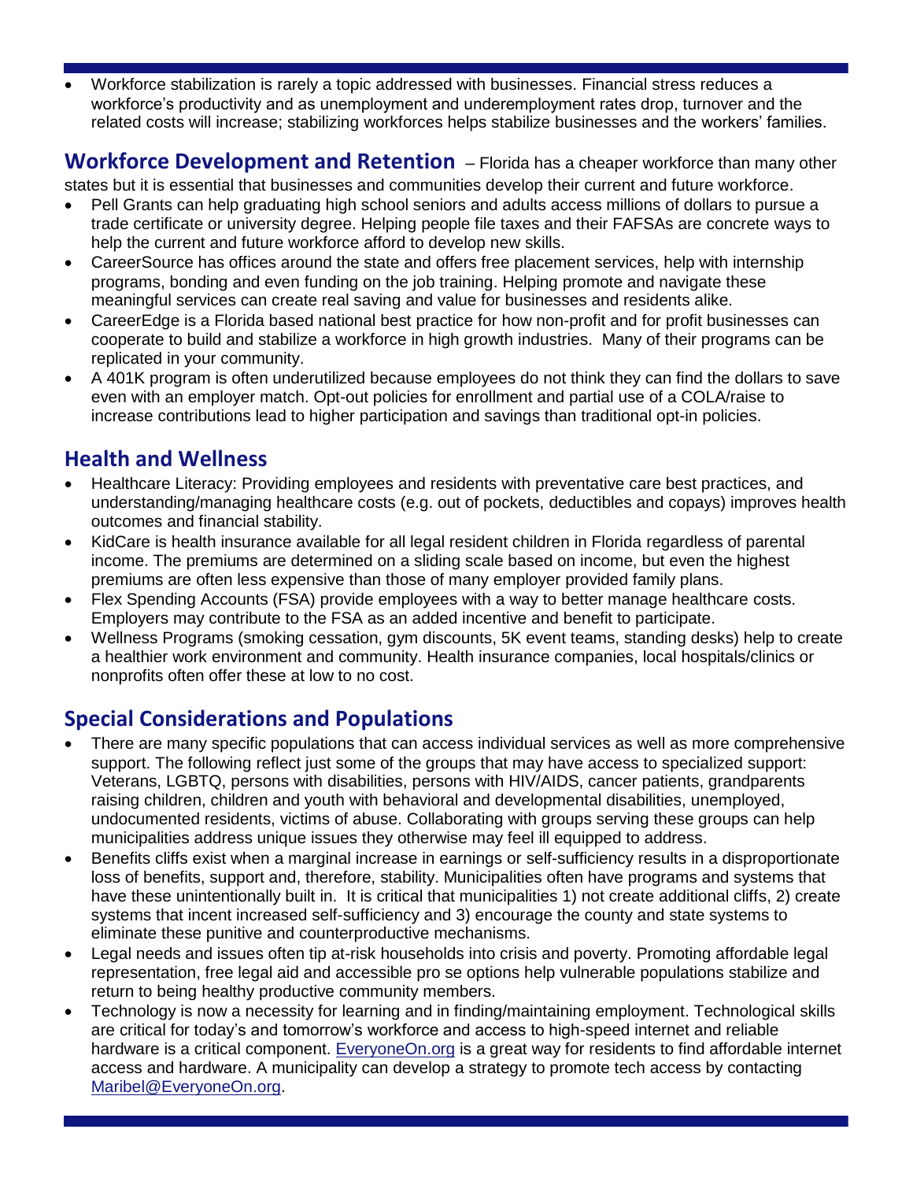- Workforce stabilization is rarely a topic addressed with businesses. Financial stress reduces a workforce's productivity and as unemployment and underemployment rates drop, turnover and the related costs will increase; stabilizing workforces helps stabilize businesses and the workers' families.

## Workforce Development and Retention

– Florida has a cheaper workforce than many other states but it is essential that businesses and communities develop their current and future workforce.

- Pell Grants can help graduating high school seniors and adults access millions of dollars to pursue a trade certificate or university degree. Helping people file taxes and their FAFSAs are concrete ways to help the current and future workforce afford to develop new skills.
- CareerSource has offices around the state and offers free placement services, help with internship programs, bonding and even funding on the job training. Helping promote and navigate these meaningful services can create real saving and value for businesses and residents alike.
- CareerEdge is a Florida based national best practice for how non-profit and for profit businesses can cooperate to build and stabilize a workforce in high growth industries. Many of their programs can be replicated in your community.
- A 401K program is often underutilized because employees do not think they can find the dollars to save even with an employer match. Opt-out policies for enrollment and partial use of a COLA/raise to increase contributions lead to higher participation and savings than traditional opt-in policies.

## Health and Wellness

- Healthcare Literacy: Providing employees and residents with preventative care best practices, and understanding/managing healthcare costs (e.g. out of pockets, deductibles and copays) improves health outcomes and financial stability.
- KidCare is health insurance available for all legal resident children in Florida regardless of parental income. The premiums are determined on a sliding scale based on income, but even the highest premiums are often less expensive than those of many employer provided family plans.
- Flex Spending Accounts (FSA) provide employees with a way to better manage healthcare costs. Employers may contribute to the FSA as an added incentive and benefit to participate.
- Wellness Programs (smoking cessation, gym discounts, 5K event teams, standing desks) help to create a healthier work environment and community. Health insurance companies, local hospitals/clinics or nonprofits often offer these at low to no cost.

## Special Considerations and Populations

- There are many specific populations that can access individual services as well as more comprehensive support. The following reflect just some of the groups that may have access to specialized support: Veterans, LGBTQ, persons with disabilities, persons with HIV/AIDS, cancer patients, grandparents raising children, children and youth with behavioral and developmental disabilities, unemployed, undocumented residents, victims of abuse. Collaborating with groups serving these groups can help municipalities address unique issues they otherwise may feel ill equipped to address.
- Benefits cliffs exist when a marginal increase in earnings or self-sufficiency results in a disproportionate loss of benefits, support and, therefore, stability. Municipalities often have programs and systems that have these unintentionally built in. It is critical that municipalities 1) not create additional cliffs, 2) create systems that incent increased self-sufficiency and 3) encourage the county and state systems to eliminate these punitive and counterproductive mechanisms.
- Legal needs and issues often tip at-risk households into crisis and poverty. Promoting affordable legal representation, free legal aid and accessible pro se options help vulnerable populations stabilize and return to being healthy productive community members.
- Technology is now a necessity for learning and in finding/maintaining employment. Technological skills are critical for today's and tomorrow's workforce and access to high-speed internet and reliable hardware is a critical component. EveryoneOn.org is a great way for residents to find affordable internet access and hardware. A municipality can develop a strategy to promote tech access by contacting Maribel@EveryoneOn.org.